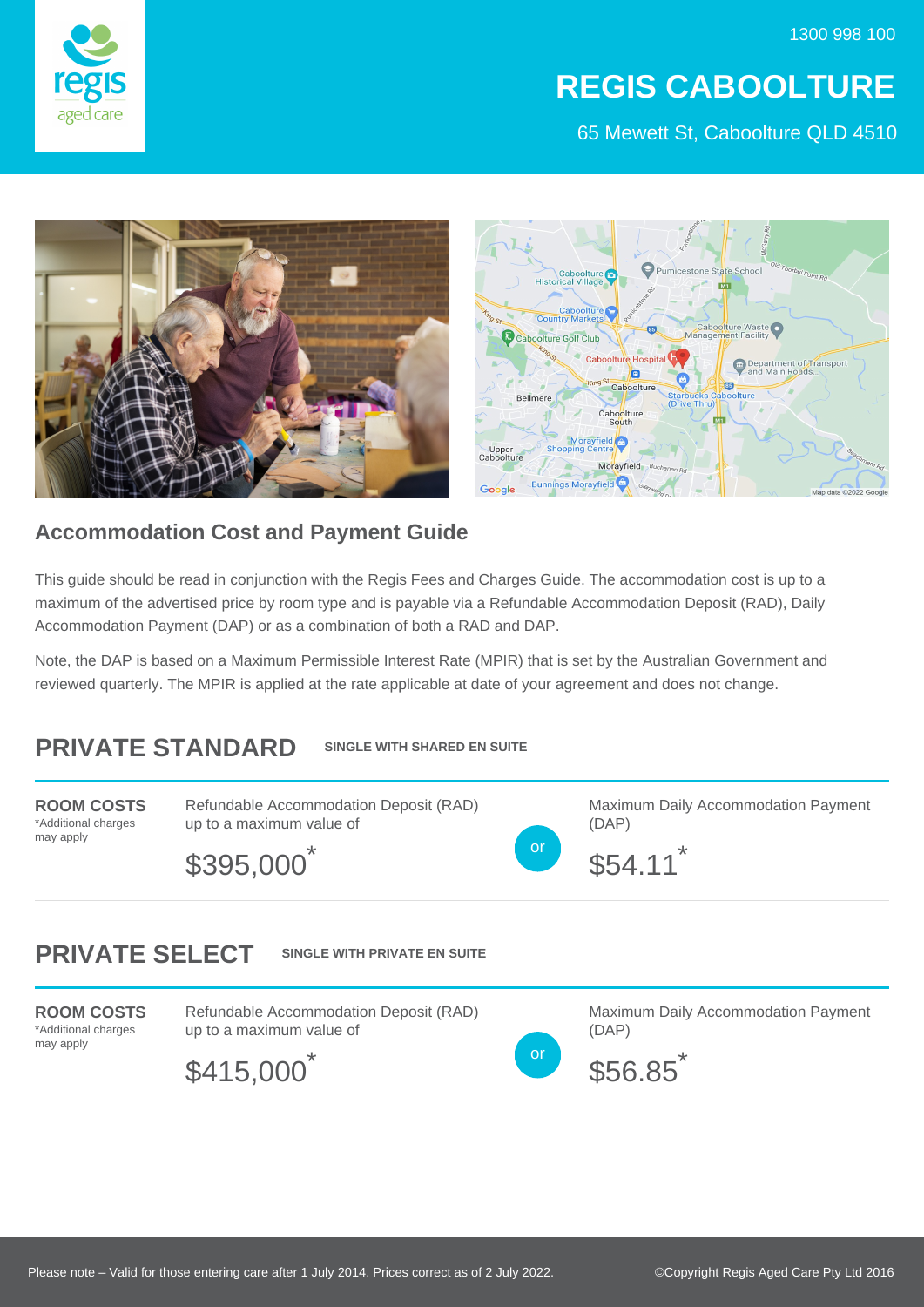1300 998 100

# REGIS CABOOLTURE

65 Mewett St, Caboolture QLD 4510

## Accommodation Cost and Payment Guide

This guide should be read in conjunction with the Regis Fees and Charges Guide. The accommodation cost is up to a maximum of the advertised price by room type and is payable via a Refundable Accommodation Deposit (RAD), Daily Accommodation Payment (DAP) or as a combination of both a RAD and DAP.

Note, the DAP is based on a Maximum Permissible Interest Rate (MPIR) that is set by the Australian Government and reviewed quarterly. The MPIR is applied at the rate applicable at date of your agreement and does not change.

## PRIVATE STANDARD

**SINGLE WITH SHARED EN SUITE**

**ROOM COSTS**
*Additional charges may apply

Refundable Accommodation Deposit (RAD) up to a maximum value of

$395,000*

or

Maximum Daily Accommodation Payment (DAP)

$54.11*

## PRIVATE SELECT

**SINGLE WITH PRIVATE EN SUITE**

**ROOM COSTS**
*Additional charges may apply

Refundable Accommodation Deposit (RAD) up to a maximum value of

$415,000*

or

Maximum Daily Accommodation Payment (DAP)

$56.85*

Please note – Valid for those entering care after 1 July 2014. Prices correct as of 2 July 2022.

©Copyright Regis Aged Care Pty Ltd 2016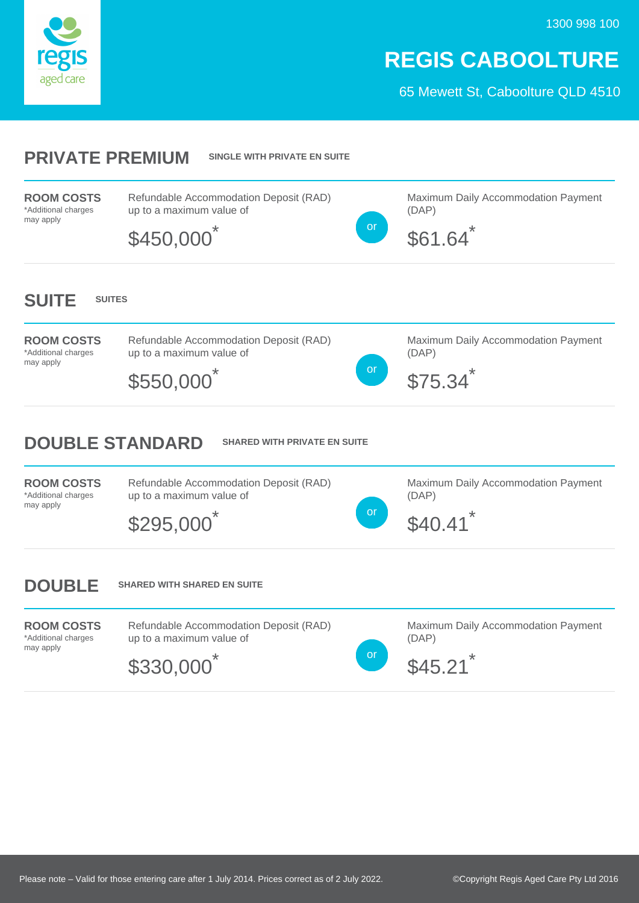1300 998 100

# REGIS CABOOLTURE

65 Mewett St, Caboolture QLD 4510

## PRIVATE PREMIUM

**SINGLE WITH PRIVATE EN SUITE**

**ROOM COSTS**
*Additional charges may apply

Refundable Accommodation Deposit (RAD) up to a maximum value of

$450,000*

or

Maximum Daily Accommodation Payment (DAP)

$61.64*

## SUITE

**SUITES**

**ROOM COSTS**
*Additional charges may apply

Refundable Accommodation Deposit (RAD) up to a maximum value of

$550,000*

or

Maximum Daily Accommodation Payment (DAP)

$75.34*

## DOUBLE STANDARD

**SHARED WITH PRIVATE EN SUITE**

**ROOM COSTS**
*Additional charges may apply

Refundable Accommodation Deposit (RAD) up to a maximum value of

$295,000*

or

Maximum Daily Accommodation Payment (DAP)

$40.41*

## DOUBLE

**SHARED WITH SHARED EN SUITE**

**ROOM COSTS**
*Additional charges may apply

Refundable Accommodation Deposit (RAD) up to a maximum value of

$330,000*

or

Maximum Daily Accommodation Payment (DAP)

$45.21*

Please note – Valid for those entering care after 1 July 2014. Prices correct as of 2 July 2022.

©Copyright Regis Aged Care Pty Ltd 2016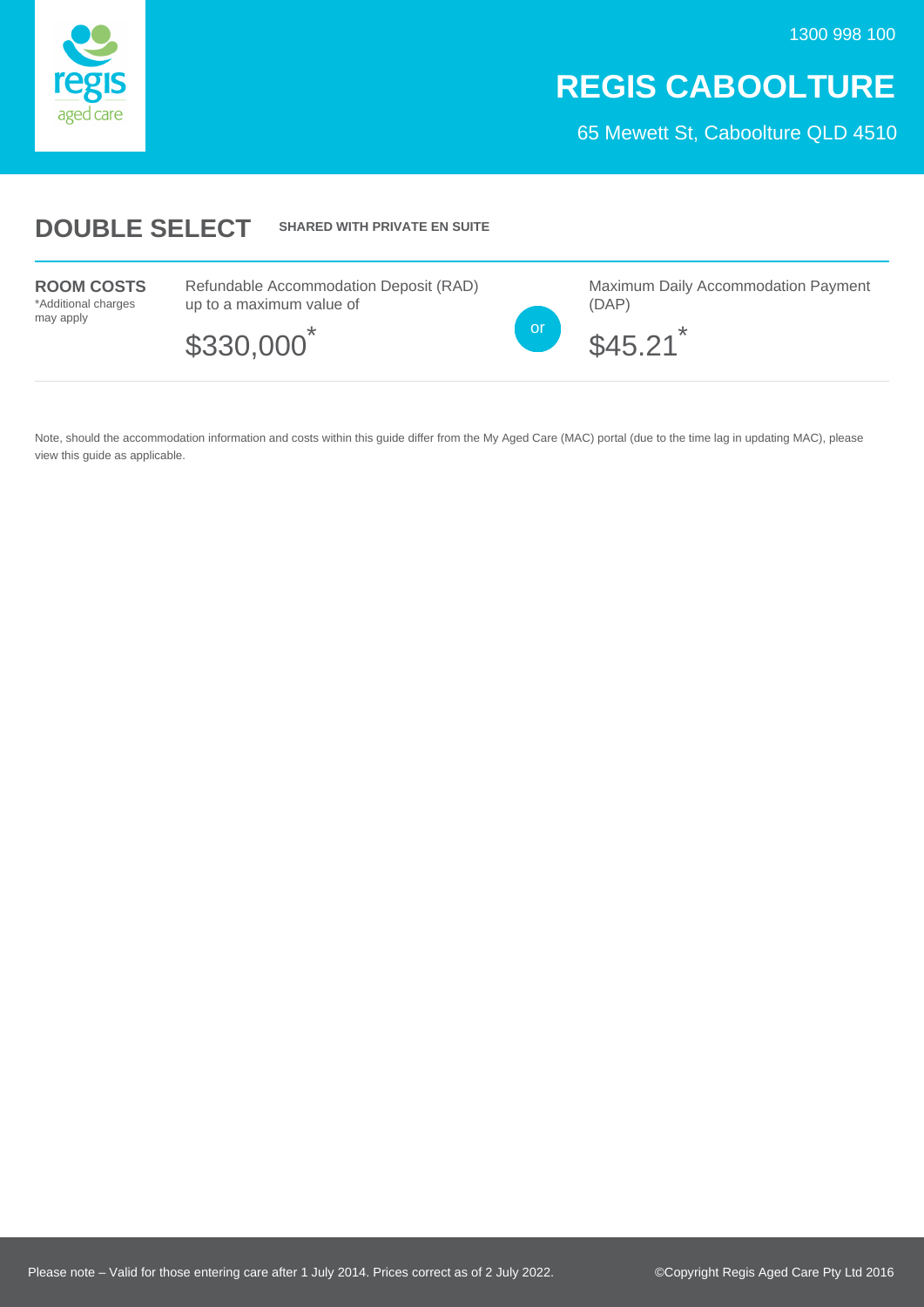1300 998 100

# REGIS CABOOLTURE

65 Mewett St, Caboolture QLD 4510

## DOUBLE SELECT

**SHARED WITH PRIVATE EN SUITE**

| | | | |
|---|---|---|---|
| **ROOM COSTS** *Additional charges may apply | Refundable Accommodation Deposit (RAD) up to a maximum value of $330,000* | or | Maximum Daily Accommodation Payment (DAP) $45.21* |

Note, should the accommodation information and costs within this guide differ from the My Aged Care (MAC) portal (due to the time lag in updating MAC), please view this guide as applicable.

Please note – Valid for those entering care after 1 July 2014. Prices correct as of 2 July 2022.

©Copyright Regis Aged Care Pty Ltd 2016